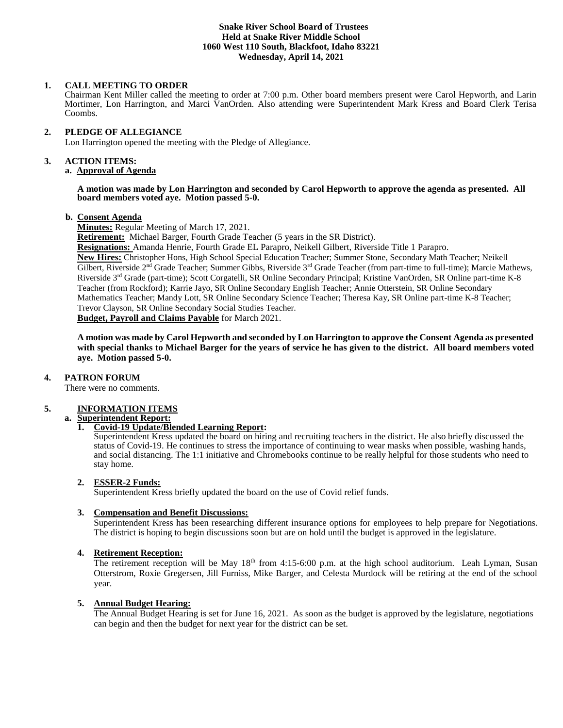**Snake River School Board of Trustees**
**Held at Snake River Middle School**
**1060 West 110 South, Blackfoot, Idaho 83221**
**Wednesday, April 14, 2021**

## 1. CALL MEETING TO ORDER

Chairman Kent Miller called the meeting to order at 7:00 p.m. Other board members present were Carol Hepworth, and Larin Mortimer, Lon Harrington, and Marci VanOrden. Also attending were Superintendent Mark Kress and Board Clerk Terisa Coombs.

## 2. PLEDGE OF ALLEGIANCE

Lon Harrington opened the meeting with the Pledge of Allegiance.

## 3. ACTION ITEMS:

### a. Approval of Agenda

**A motion was made by Lon Harrington and seconded by Carol Hepworth to approve the agenda as presented. All board members voted aye. Motion passed 5-0.**

### b. Consent Agenda

**Minutes:** Regular Meeting of March 17, 2021.

**Retirement:** Michael Barger, Fourth Grade Teacher (5 years in the SR District).

**Resignations:** Amanda Henrie, Fourth Grade EL Parapro, Neikell Gilbert, Riverside Title 1 Parapro.

**New Hires:** Christopher Hons, High School Special Education Teacher; Summer Stone, Secondary Math Teacher; Neikell Gilbert, Riverside 2nd Grade Teacher; Summer Gibbs, Riverside 3rd Grade Teacher (from part-time to full-time); Marcie Mathews, Riverside 3rd Grade (part-time); Scott Corgatelli, SR Online Secondary Principal; Kristine VanOrden, SR Online part-time K-8 Teacher (from Rockford); Karrie Jayo, SR Online Secondary English Teacher; Annie Otterstein, SR Online Secondary Mathematics Teacher; Mandy Lott, SR Online Secondary Science Teacher; Theresa Kay, SR Online part-time K-8 Teacher; Trevor Clayson, SR Online Secondary Social Studies Teacher.

**Budget, Payroll and Claims Payable** for March 2021.

**A motion was made by Carol Hepworth and seconded by Lon Harrington to approve the Consent Agenda as presented with special thanks to Michael Barger for the years of service he has given to the district. All board members voted aye. Motion passed 5-0.**

## 4. PATRON FORUM

There were no comments.

## 5. INFORMATION ITEMS

### a. Superintendent Report:

**1. Covid-19 Update/Blended Learning Report:**

Superintendent Kress updated the board on hiring and recruiting teachers in the district. He also briefly discussed the status of Covid-19. He continues to stress the importance of continuing to wear masks when possible, washing hands, and social distancing. The 1:1 initiative and Chromebooks continue to be really helpful for those students who need to stay home.

**2. ESSER-2 Funds:**

Superintendent Kress briefly updated the board on the use of Covid relief funds.

**3. Compensation and Benefit Discussions:**

Superintendent Kress has been researching different insurance options for employees to help prepare for Negotiations. The district is hoping to begin discussions soon but are on hold until the budget is approved in the legislature.

**4. Retirement Reception:**

The retirement reception will be May 18th from 4:15-6:00 p.m. at the high school auditorium. Leah Lyman, Susan Otterstrom, Roxie Gregersen, Jill Furniss, Mike Barger, and Celesta Murdock will be retiring at the end of the school year.

**5. Annual Budget Hearing:**

The Annual Budget Hearing is set for June 16, 2021. As soon as the budget is approved by the legislature, negotiations can begin and then the budget for next year for the district can be set.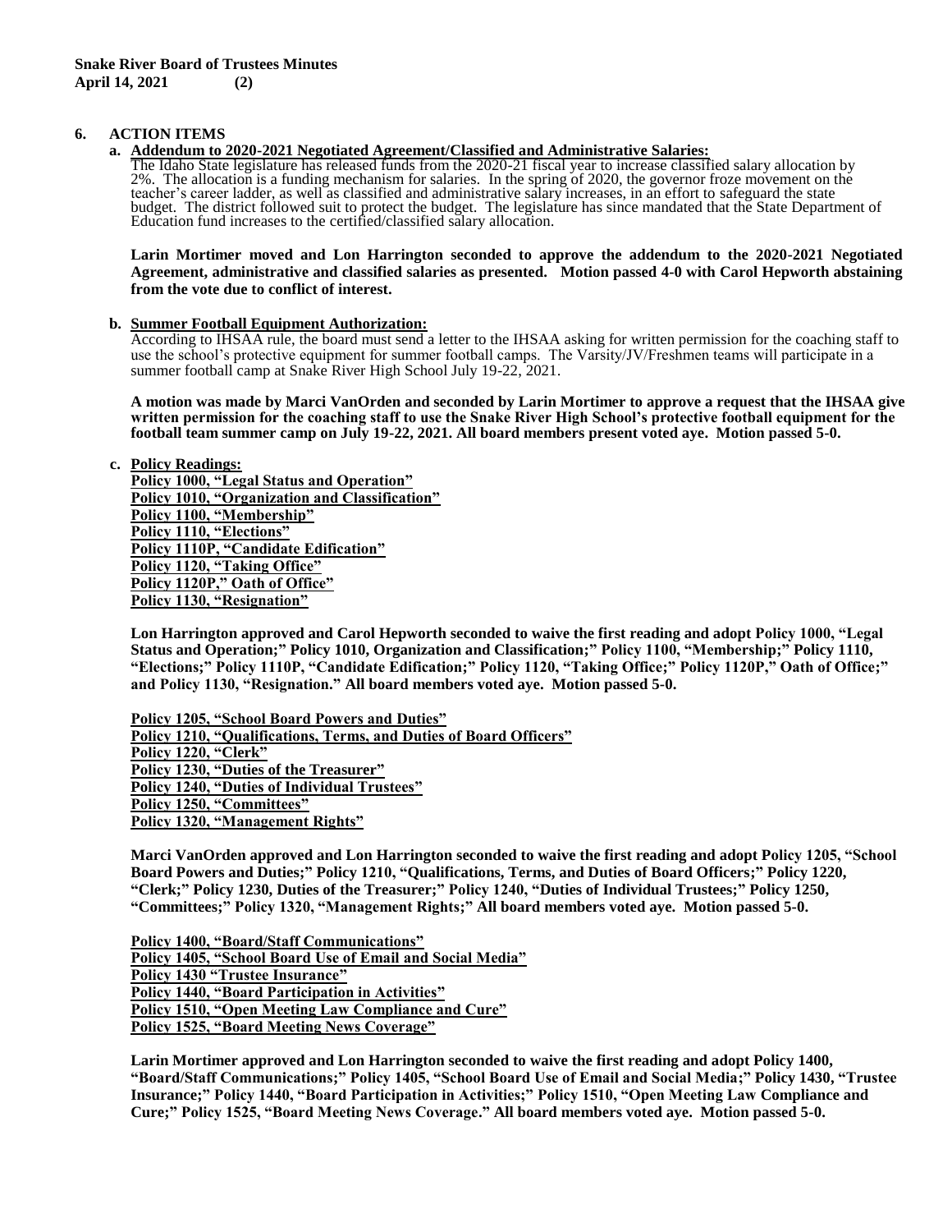## 6. ACTION ITEMS

### a. Addendum to 2020-2021 Negotiated Agreement/Classified and Administrative Salaries:

The Idaho State legislature has released funds from the 2020-21 fiscal year to increase classified salary allocation by 2%. The allocation is a funding mechanism for salaries. In the spring of 2020, the governor froze movement on the teacher's career ladder, as well as classified and administrative salary increases, in an effort to safeguard the state budget. The district followed suit to protect the budget. The legislature has since mandated that the State Department of Education fund increases to the certified/classified salary allocation.

**Larin Mortimer moved and Lon Harrington seconded to approve the addendum to the 2020-2021 Negotiated Agreement, administrative and classified salaries as presented. Motion passed 4-0 with Carol Hepworth abstaining from the vote due to conflict of interest.**

### b. Summer Football Equipment Authorization:

According to IHSAA rule, the board must send a letter to the IHSAA asking for written permission for the coaching staff to use the school's protective equipment for summer football camps. The Varsity/JV/Freshmen teams will participate in a summer football camp at Snake River High School July 19-22, 2021.

**A motion was made by Marci VanOrden and seconded by Larin Mortimer to approve a request that the IHSAA give written permission for the coaching staff to use the Snake River High School's protective football equipment for the football team summer camp on July 19-22, 2021. All board members present voted aye. Motion passed 5-0.**

### c. Policy Readings:

**Policy 1000, "Legal Status and Operation"**
**Policy 1010, "Organization and Classification"**
**Policy 1100, "Membership"**
**Policy 1110, "Elections"**
**Policy 1110P, "Candidate Edification"**
**Policy 1120, "Taking Office"**
**Policy 1120P," Oath of Office"**
**Policy 1130, "Resignation"**

**Lon Harrington approved and Carol Hepworth seconded to waive the first reading and adopt Policy 1000, "Legal Status and Operation;" Policy 1010, Organization and Classification;" Policy 1100, "Membership;" Policy 1110, "Elections;" Policy 1110P, "Candidate Edification;" Policy 1120, "Taking Office;" Policy 1120P," Oath of Office;" and Policy 1130, "Resignation." All board members voted aye. Motion passed 5-0.**

**Policy 1205, "School Board Powers and Duties"**
**Policy 1210, "Qualifications, Terms, and Duties of Board Officers"**
**Policy 1220, "Clerk"**
**Policy 1230, "Duties of the Treasurer"**
**Policy 1240, "Duties of Individual Trustees"**
**Policy 1250, "Committees"**
**Policy 1320, "Management Rights"**

**Marci VanOrden approved and Lon Harrington seconded to waive the first reading and adopt Policy 1205, "School Board Powers and Duties;" Policy 1210, "Qualifications, Terms, and Duties of Board Officers;" Policy 1220, "Clerk;" Policy 1230, Duties of the Treasurer;" Policy 1240, "Duties of Individual Trustees;" Policy 1250, "Committees;" Policy 1320, "Management Rights;" All board members voted aye. Motion passed 5-0.**

**Policy 1400, "Board/Staff Communications"**
**Policy 1405, "School Board Use of Email and Social Media"**
**Policy 1430 "Trustee Insurance"**
**Policy 1440, "Board Participation in Activities"**
**Policy 1510, "Open Meeting Law Compliance and Cure"**
**Policy 1525, "Board Meeting News Coverage"**

**Larin Mortimer approved and Lon Harrington seconded to waive the first reading and adopt Policy 1400, "Board/Staff Communications;" Policy 1405, "School Board Use of Email and Social Media;" Policy 1430, "Trustee Insurance;" Policy 1440, "Board Participation in Activities;" Policy 1510, "Open Meeting Law Compliance and Cure;" Policy 1525, "Board Meeting News Coverage." All board members voted aye. Motion passed 5-0.**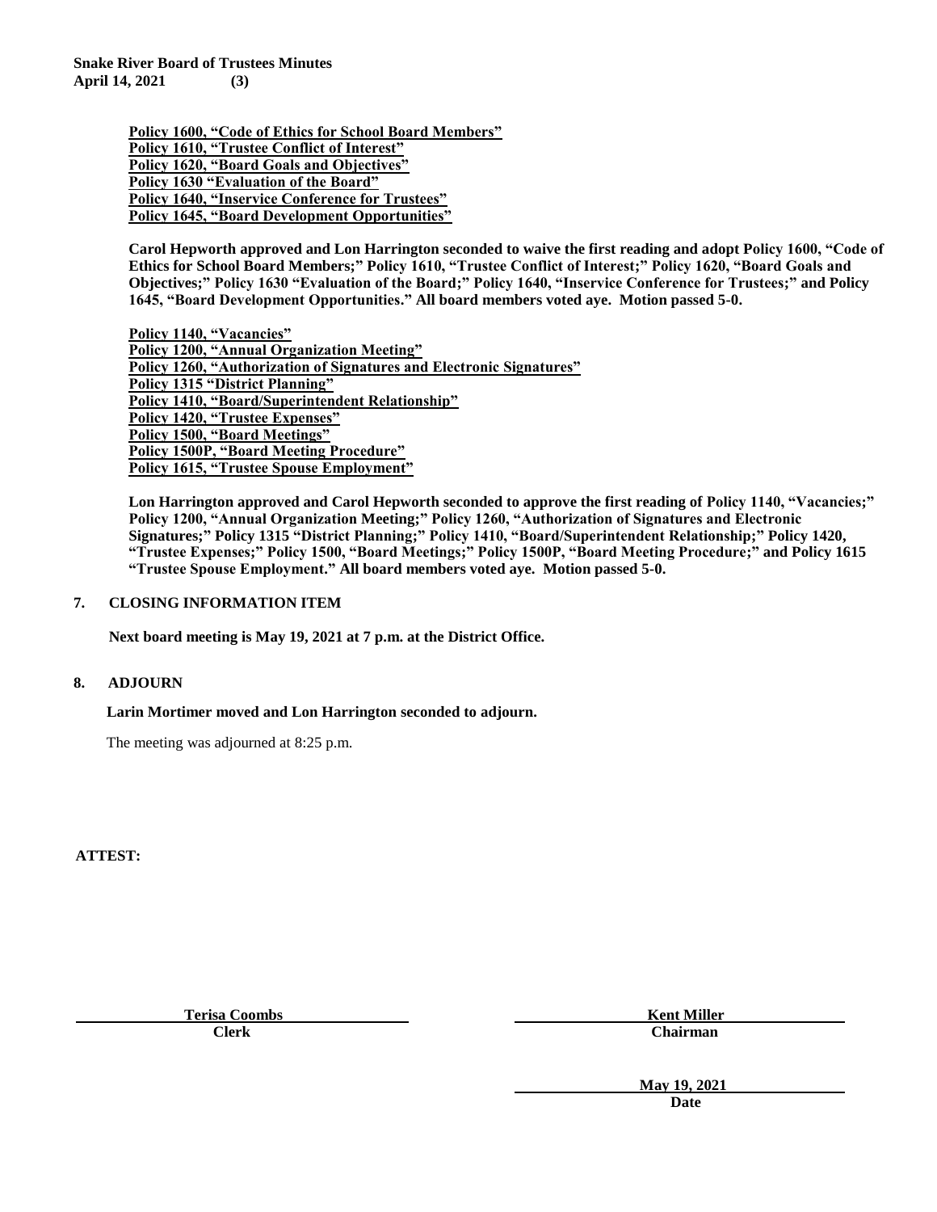**Policy 1600, "Code of Ethics for School Board Members"**
**Policy 1610, "Trustee Conflict of Interest"**
**Policy 1620, "Board Goals and Objectives"**
**Policy 1630 "Evaluation of the Board"**
**Policy 1640, "Inservice Conference for Trustees"**
**Policy 1645, "Board Development Opportunities"**

**Carol Hepworth approved and Lon Harrington seconded to waive the first reading and adopt Policy 1600, "Code of Ethics for School Board Members;" Policy 1610, "Trustee Conflict of Interest;" Policy 1620, "Board Goals and Objectives;" Policy 1630 "Evaluation of the Board;" Policy 1640, "Inservice Conference for Trustees;" and Policy 1645, "Board Development Opportunities." All board members voted aye. Motion passed 5-0.**

**Policy 1140, "Vacancies"**
**Policy 1200, "Annual Organization Meeting"**
**Policy 1260, "Authorization of Signatures and Electronic Signatures"**
**Policy 1315 "District Planning"**
**Policy 1410, "Board/Superintendent Relationship"**
**Policy 1420, "Trustee Expenses"**
**Policy 1500, "Board Meetings"**
**Policy 1500P, "Board Meeting Procedure"**
**Policy 1615, "Trustee Spouse Employment"**

**Lon Harrington approved and Carol Hepworth seconded to approve the first reading of Policy 1140, "Vacancies;" Policy 1200, "Annual Organization Meeting;" Policy 1260, "Authorization of Signatures and Electronic Signatures;" Policy 1315 "District Planning;" Policy 1410, "Board/Superintendent Relationship;" Policy 1420, "Trustee Expenses;" Policy 1500, "Board Meetings;" Policy 1500P, "Board Meeting Procedure;" and Policy 1615 "Trustee Spouse Employment." All board members voted aye. Motion passed 5-0.**

## 7. CLOSING INFORMATION ITEM

**Next board meeting is May 19, 2021 at 7 p.m. at the District Office.**

## 8. ADJOURN

**Larin Mortimer moved and Lon Harrington seconded to adjourn.**

The meeting was adjourned at 8:25 p.m.

**ATTEST:**

**Terisa Coombs**
**Clerk**

**Kent Miller**
**Chairman**

**May 19, 2021**
**Date**